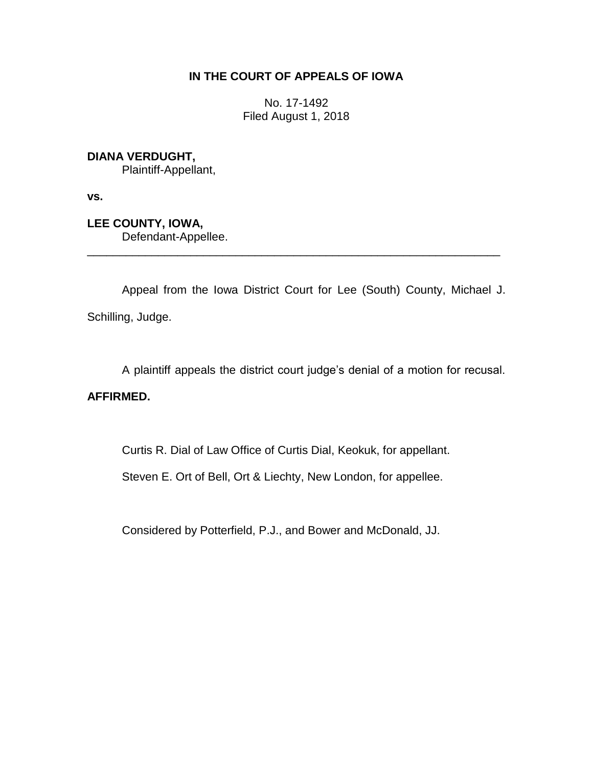**IN THE COURT OF APPEALS OF IOWA**

No. 17-1492
Filed August 1, 2018

**DIANA VERDUGHT,**
Plaintiff-Appellant,

**vs.**

**LEE COUNTY, IOWA,**
Defendant-Appellee.

---

Appeal from the Iowa District Court for Lee (South) County, Michael J. Schilling, Judge.

A plaintiff appeals the district court judge's denial of a motion for recusal.

**AFFIRMED.**

Curtis R. Dial of Law Office of Curtis Dial, Keokuk, for appellant.

Steven E. Ort of Bell, Ort & Liechty, New London, for appellee.

Considered by Potterfield, P.J., and Bower and McDonald, JJ.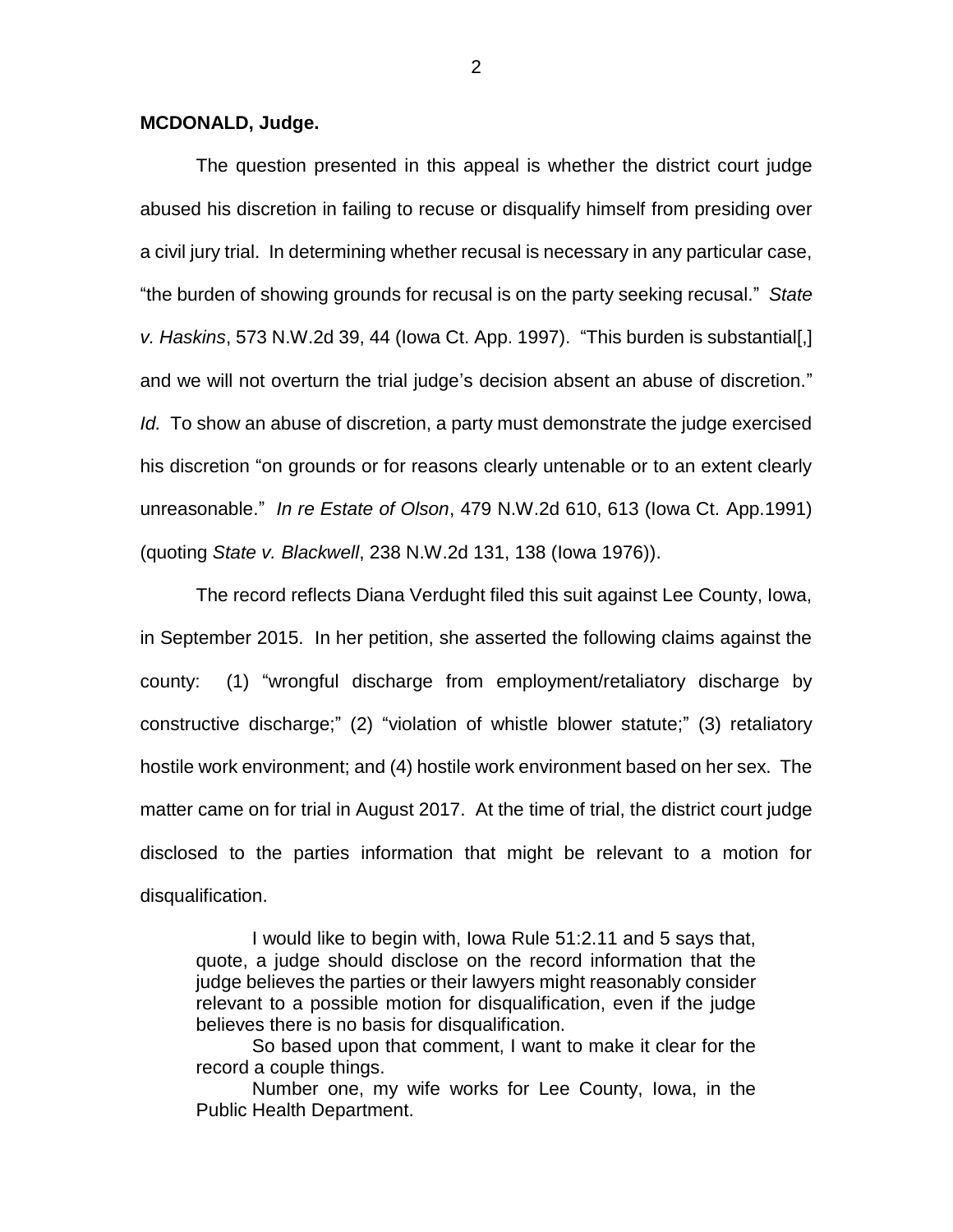**MCDONALD, Judge.**

The question presented in this appeal is whether the district court judge abused his discretion in failing to recuse or disqualify himself from presiding over a civil jury trial. In determining whether recusal is necessary in any particular case, "the burden of showing grounds for recusal is on the party seeking recusal." *State v. Haskins*, 573 N.W.2d 39, 44 (Iowa Ct. App. 1997). "This burden is substantial[,] and we will not overturn the trial judge's decision absent an abuse of discretion." *Id.* To show an abuse of discretion, a party must demonstrate the judge exercised his discretion "on grounds or for reasons clearly untenable or to an extent clearly unreasonable." *In re Estate of Olson*, 479 N.W.2d 610, 613 (Iowa Ct. App.1991) (quoting *State v. Blackwell*, 238 N.W.2d 131, 138 (Iowa 1976)).

The record reflects Diana Verdught filed this suit against Lee County, Iowa, in September 2015. In her petition, she asserted the following claims against the county: (1) "wrongful discharge from employment/retaliatory discharge by constructive discharge;" (2) "violation of whistle blower statute;" (3) retaliatory hostile work environment; and (4) hostile work environment based on her sex. The matter came on for trial in August 2017. At the time of trial, the district court judge disclosed to the parties information that might be relevant to a motion for disqualification.

> I would like to begin with, Iowa Rule 51:2.11 and 5 says that, quote, a judge should disclose on the record information that the judge believes the parties or their lawyers might reasonably consider relevant to a possible motion for disqualification, even if the judge believes there is no basis for disqualification.
>
> So based upon that comment, I want to make it clear for the record a couple things.
>
> Number one, my wife works for Lee County, Iowa, in the Public Health Department.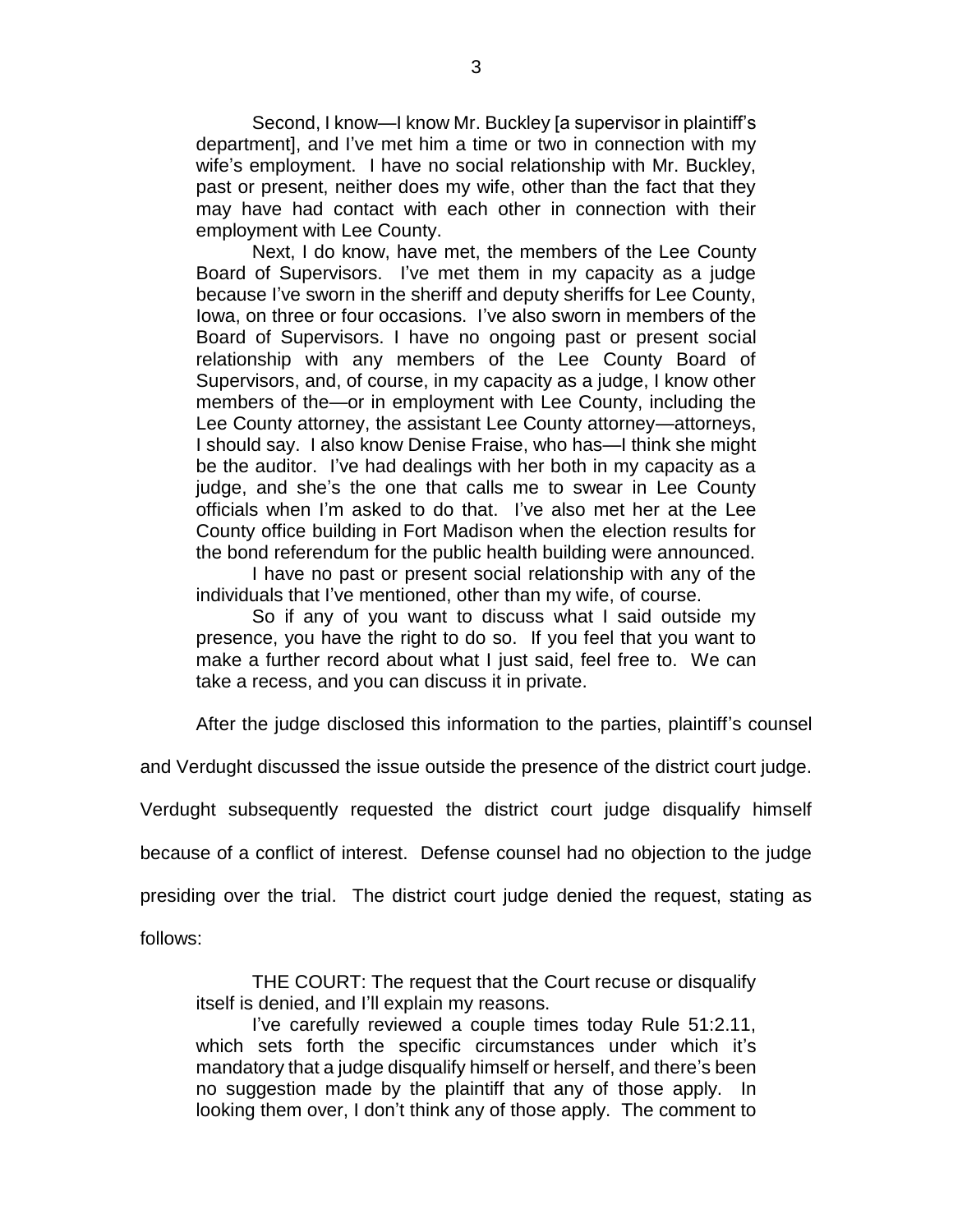> Second, I know—I know Mr. Buckley [a supervisor in plaintiff's department], and I've met him a time or two in connection with my wife's employment. I have no social relationship with Mr. Buckley, past or present, neither does my wife, other than the fact that they may have had contact with each other in connection with their employment with Lee County.
>
> Next, I do know, have met, the members of the Lee County Board of Supervisors. I've met them in my capacity as a judge because I've sworn in the sheriff and deputy sheriffs for Lee County, Iowa, on three or four occasions. I've also sworn in members of the Board of Supervisors. I have no ongoing past or present social relationship with any members of the Lee County Board of Supervisors, and, of course, in my capacity as a judge, I know other members of the—or in employment with Lee County, including the Lee County attorney, the assistant Lee County attorney—attorneys, I should say. I also know Denise Fraise, who has—I think she might be the auditor. I've had dealings with her both in my capacity as a judge, and she's the one that calls me to swear in Lee County officials when I'm asked to do that. I've also met her at the Lee County office building in Fort Madison when the election results for the bond referendum for the public health building were announced.
>
> I have no past or present social relationship with any of the individuals that I've mentioned, other than my wife, of course.
>
> So if any of you want to discuss what I said outside my presence, you have the right to do so. If you feel that you want to make a further record about what I just said, feel free to. We can take a recess, and you can discuss it in private.

After the judge disclosed this information to the parties, plaintiff's counsel and Verdught discussed the issue outside the presence of the district court judge. Verdught subsequently requested the district court judge disqualify himself because of a conflict of interest. Defense counsel had no objection to the judge presiding over the trial. The district court judge denied the request, stating as follows:

> THE COURT: The request that the Court recuse or disqualify itself is denied, and I'll explain my reasons.
>
> I've carefully reviewed a couple times today Rule 51:2.11, which sets forth the specific circumstances under which it's mandatory that a judge disqualify himself or herself, and there's been no suggestion made by the plaintiff that any of those apply. In looking them over, I don't think any of those apply. The comment to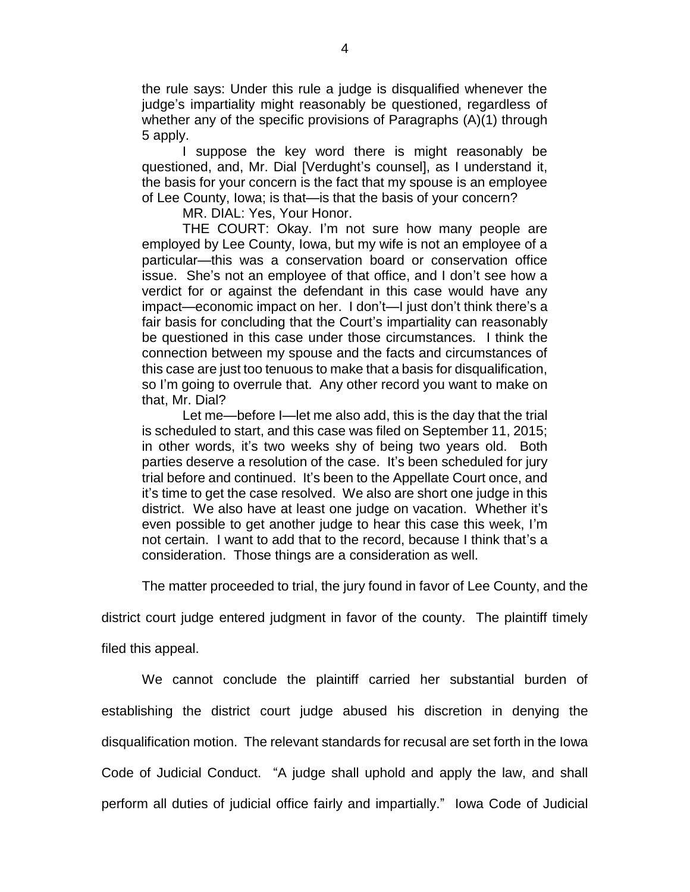the rule says: Under this rule a judge is disqualified whenever the judge's impartiality might reasonably be questioned, regardless of whether any of the specific provisions of Paragraphs (A)(1) through 5 apply.

> I suppose the key word there is might reasonably be questioned, and, Mr. Dial [Verdught's counsel], as I understand it, the basis for your concern is the fact that my spouse is an employee of Lee County, Iowa; is that—is that the basis of your concern?
>
> MR. DIAL: Yes, Your Honor.
>
> THE COURT: Okay. I'm not sure how many people are employed by Lee County, Iowa, but my wife is not an employee of a particular—this was a conservation board or conservation office issue. She's not an employee of that office, and I don't see how a verdict for or against the defendant in this case would have any impact—economic impact on her. I don't—I just don't think there's a fair basis for concluding that the Court's impartiality can reasonably be questioned in this case under those circumstances. I think the connection between my spouse and the facts and circumstances of this case are just too tenuous to make that a basis for disqualification, so I'm going to overrule that. Any other record you want to make on that, Mr. Dial?
>
> Let me—before I—let me also add, this is the day that the trial is scheduled to start, and this case was filed on September 11, 2015; in other words, it's two weeks shy of being two years old. Both parties deserve a resolution of the case. It's been scheduled for jury trial before and continued. It's been to the Appellate Court once, and it's time to get the case resolved. We also are short one judge in this district. We also have at least one judge on vacation. Whether it's even possible to get another judge to hear this case this week, I'm not certain. I want to add that to the record, because I think that's a consideration. Those things are a consideration as well.

The matter proceeded to trial, the jury found in favor of Lee County, and the district court judge entered judgment in favor of the county. The plaintiff timely filed this appeal.

We cannot conclude the plaintiff carried her substantial burden of establishing the district court judge abused his discretion in denying the disqualification motion. The relevant standards for recusal are set forth in the Iowa Code of Judicial Conduct. "A judge shall uphold and apply the law, and shall perform all duties of judicial office fairly and impartially." Iowa Code of Judicial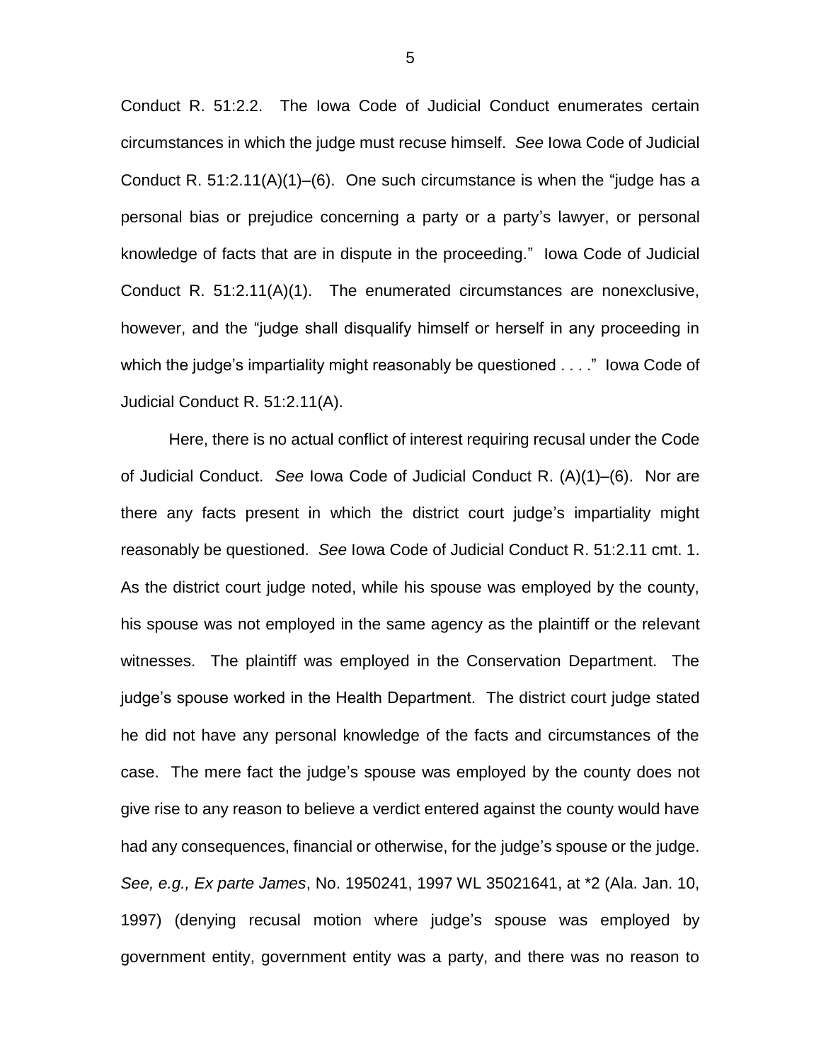Conduct R. 51:2.2. The Iowa Code of Judicial Conduct enumerates certain circumstances in which the judge must recuse himself. *See* Iowa Code of Judicial Conduct R. 51:2.11(A)(1)–(6). One such circumstance is when the "judge has a personal bias or prejudice concerning a party or a party's lawyer, or personal knowledge of facts that are in dispute in the proceeding." Iowa Code of Judicial Conduct R. 51:2.11(A)(1). The enumerated circumstances are nonexclusive, however, and the "judge shall disqualify himself or herself in any proceeding in which the judge's impartiality might reasonably be questioned . . . ." Iowa Code of Judicial Conduct R. 51:2.11(A).

Here, there is no actual conflict of interest requiring recusal under the Code of Judicial Conduct. *See* Iowa Code of Judicial Conduct R. (A)(1)–(6). Nor are there any facts present in which the district court judge's impartiality might reasonably be questioned. *See* Iowa Code of Judicial Conduct R. 51:2.11 cmt. 1. As the district court judge noted, while his spouse was employed by the county, his spouse was not employed in the same agency as the plaintiff or the relevant witnesses. The plaintiff was employed in the Conservation Department. The judge's spouse worked in the Health Department. The district court judge stated he did not have any personal knowledge of the facts and circumstances of the case. The mere fact the judge's spouse was employed by the county does not give rise to any reason to believe a verdict entered against the county would have had any consequences, financial or otherwise, for the judge's spouse or the judge. *See, e.g., Ex parte James*, No. 1950241, 1997 WL 35021641, at *2 (Ala. Jan. 10, 1997) (denying recusal motion where judge's spouse was employed by government entity, government entity was a party, and there was no reason to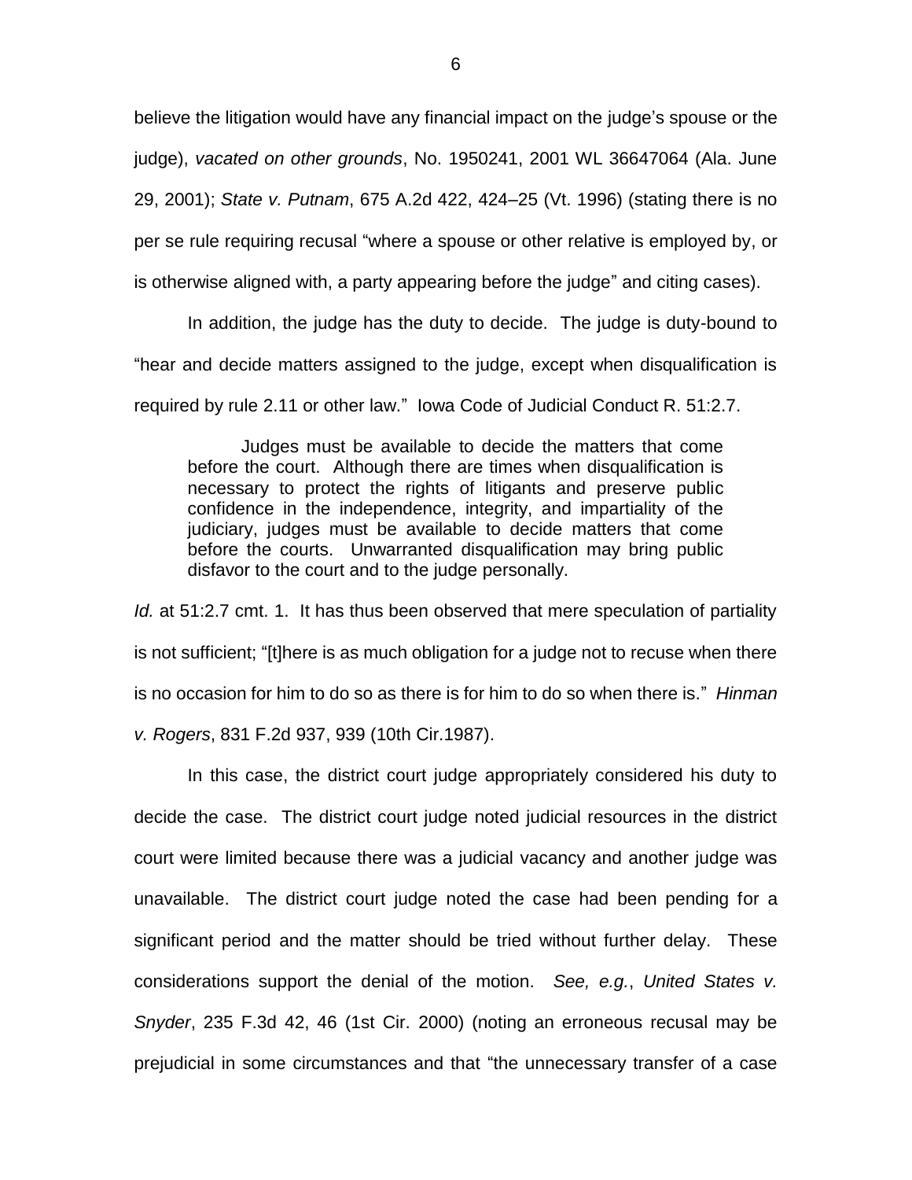believe the litigation would have any financial impact on the judge's spouse or the judge), *vacated on other grounds*, No. 1950241, 2001 WL 36647064 (Ala. June 29, 2001); *State v. Putnam*, 675 A.2d 422, 424–25 (Vt. 1996) (stating there is no per se rule requiring recusal "where a spouse or other relative is employed by, or is otherwise aligned with, a party appearing before the judge" and citing cases).

In addition, the judge has the duty to decide. The judge is duty-bound to "hear and decide matters assigned to the judge, except when disqualification is required by rule 2.11 or other law." Iowa Code of Judicial Conduct R. 51:2.7.

> Judges must be available to decide the matters that come before the court. Although there are times when disqualification is necessary to protect the rights of litigants and preserve public confidence in the independence, integrity, and impartiality of the judiciary, judges must be available to decide matters that come before the courts. Unwarranted disqualification may bring public disfavor to the court and to the judge personally.

*Id.* at 51:2.7 cmt. 1. It has thus been observed that mere speculation of partiality is not sufficient; "[t]here is as much obligation for a judge not to recuse when there is no occasion for him to do so as there is for him to do so when there is." *Hinman v. Rogers*, 831 F.2d 937, 939 (10th Cir.1987).

In this case, the district court judge appropriately considered his duty to decide the case. The district court judge noted judicial resources in the district court were limited because there was a judicial vacancy and another judge was unavailable. The district court judge noted the case had been pending for a significant period and the matter should be tried without further delay. These considerations support the denial of the motion. *See, e.g.*, *United States v. Snyder*, 235 F.3d 42, 46 (1st Cir. 2000) (noting an erroneous recusal may be prejudicial in some circumstances and that "the unnecessary transfer of a case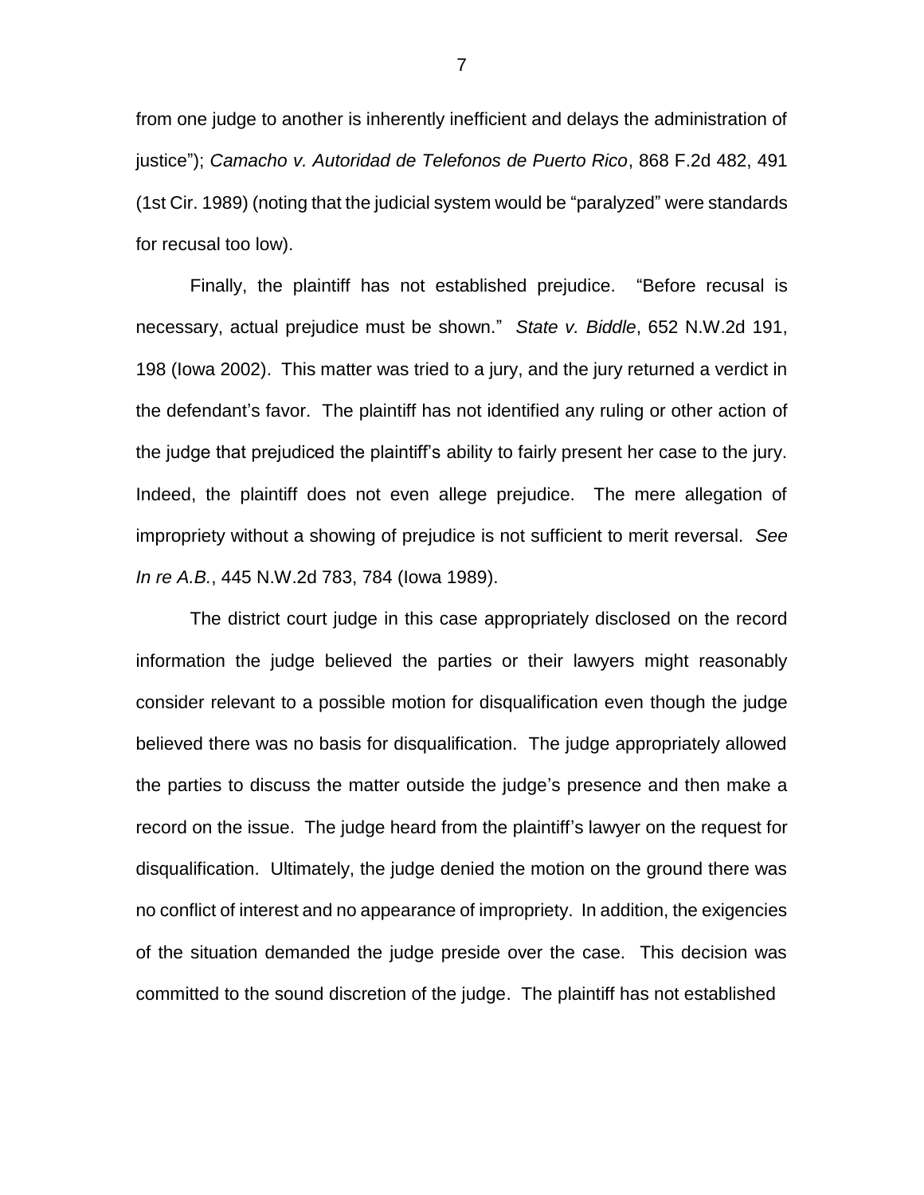from one judge to another is inherently inefficient and delays the administration of justice"); *Camacho v. Autoridad de Telefonos de Puerto Rico*, 868 F.2d 482, 491 (1st Cir. 1989) (noting that the judicial system would be "paralyzed" were standards for recusal too low).

Finally, the plaintiff has not established prejudice. "Before recusal is necessary, actual prejudice must be shown." *State v. Biddle*, 652 N.W.2d 191, 198 (Iowa 2002). This matter was tried to a jury, and the jury returned a verdict in the defendant's favor. The plaintiff has not identified any ruling or other action of the judge that prejudiced the plaintiff's ability to fairly present her case to the jury. Indeed, the plaintiff does not even allege prejudice. The mere allegation of impropriety without a showing of prejudice is not sufficient to merit reversal. *See In re A.B.*, 445 N.W.2d 783, 784 (Iowa 1989).

The district court judge in this case appropriately disclosed on the record information the judge believed the parties or their lawyers might reasonably consider relevant to a possible motion for disqualification even though the judge believed there was no basis for disqualification. The judge appropriately allowed the parties to discuss the matter outside the judge's presence and then make a record on the issue. The judge heard from the plaintiff's lawyer on the request for disqualification. Ultimately, the judge denied the motion on the ground there was no conflict of interest and no appearance of impropriety. In addition, the exigencies of the situation demanded the judge preside over the case. This decision was committed to the sound discretion of the judge. The plaintiff has not established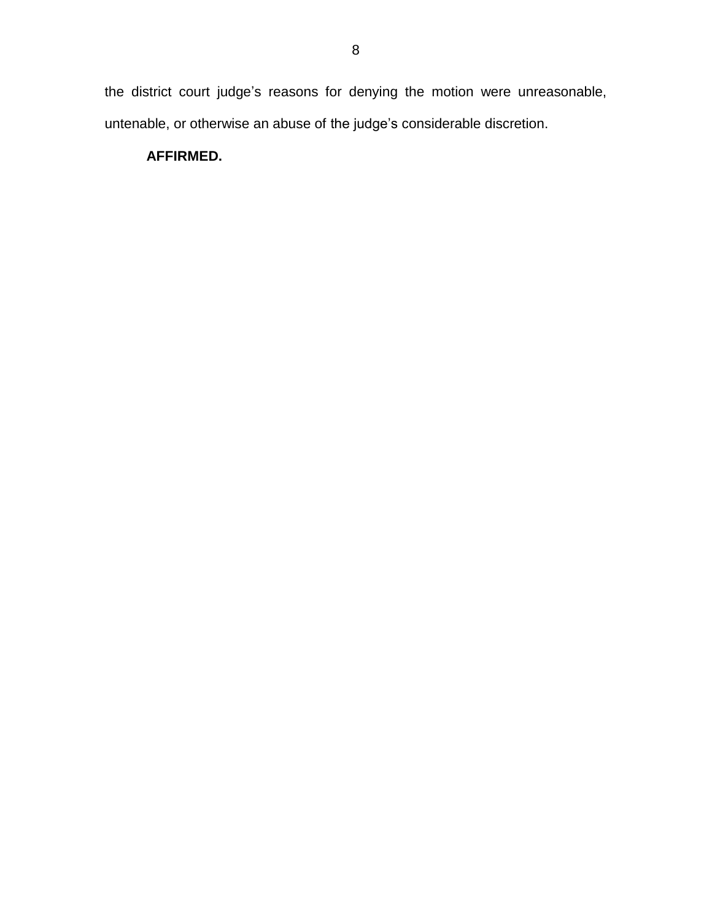the district court judge's reasons for denying the motion were unreasonable, untenable, or otherwise an abuse of the judge's considerable discretion.

**AFFIRMED.**